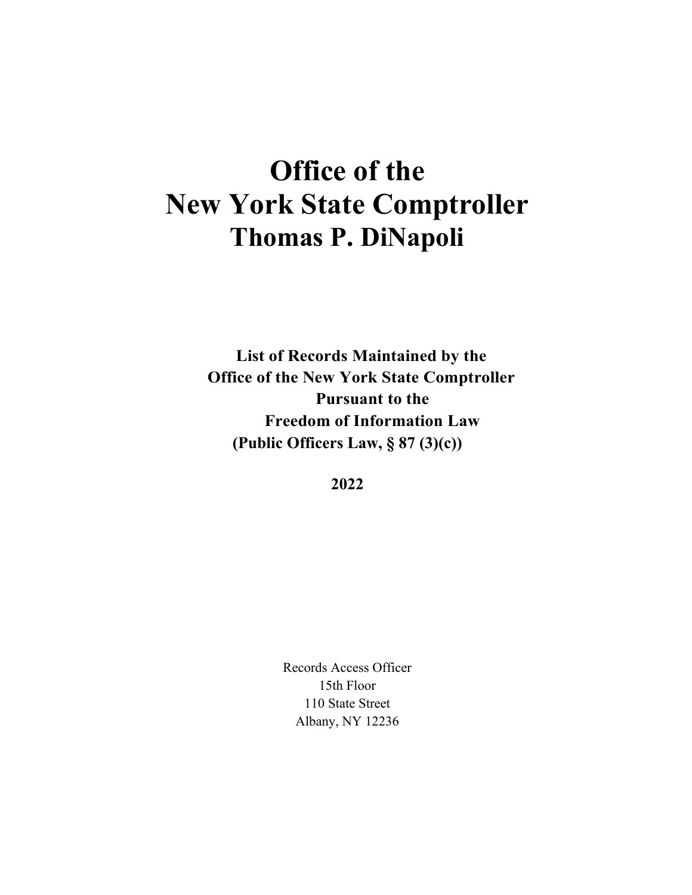# Office of the New York State Comptroller

# Thomas P. DiNapoli

**List of Records Maintained by the Office of the New York State Comptroller Pursuant to the Freedom of Information Law (Public Officers Law, § 87 (3)(c))**

**2022**

Records Access Officer
15th Floor
110 State Street
Albany, NY 12236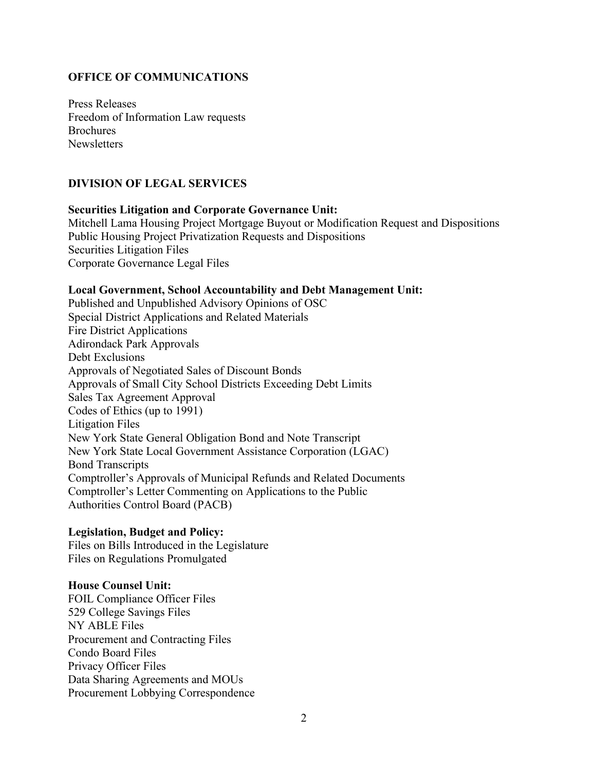## OFFICE OF COMMUNICATIONS

Press Releases
Freedom of Information Law requests
Brochures
Newsletters

## DIVISION OF LEGAL SERVICES

**Securities Litigation and Corporate Governance Unit:**
Mitchell Lama Housing Project Mortgage Buyout or Modification Request and Dispositions
Public Housing Project Privatization Requests and Dispositions
Securities Litigation Files
Corporate Governance Legal Files

**Local Government, School Accountability and Debt Management Unit:**
Published and Unpublished Advisory Opinions of OSC
Special District Applications and Related Materials
Fire District Applications
Adirondack Park Approvals
Debt Exclusions
Approvals of Negotiated Sales of Discount Bonds
Approvals of Small City School Districts Exceeding Debt Limits
Sales Tax Agreement Approval
Codes of Ethics (up to 1991)
Litigation Files
New York State General Obligation Bond and Note Transcript
New York State Local Government Assistance Corporation (LGAC)
Bond Transcripts
Comptroller's Approvals of Municipal Refunds and Related Documents
Comptroller's Letter Commenting on Applications to the Public
Authorities Control Board (PACB)

**Legislation, Budget and Policy:**
Files on Bills Introduced in the Legislature
Files on Regulations Promulgated

**House Counsel Unit:**
FOIL Compliance Officer Files
529 College Savings Files
NY ABLE Files
Procurement and Contracting Files
Condo Board Files
Privacy Officer Files
Data Sharing Agreements and MOUs
Procurement Lobbying Correspondence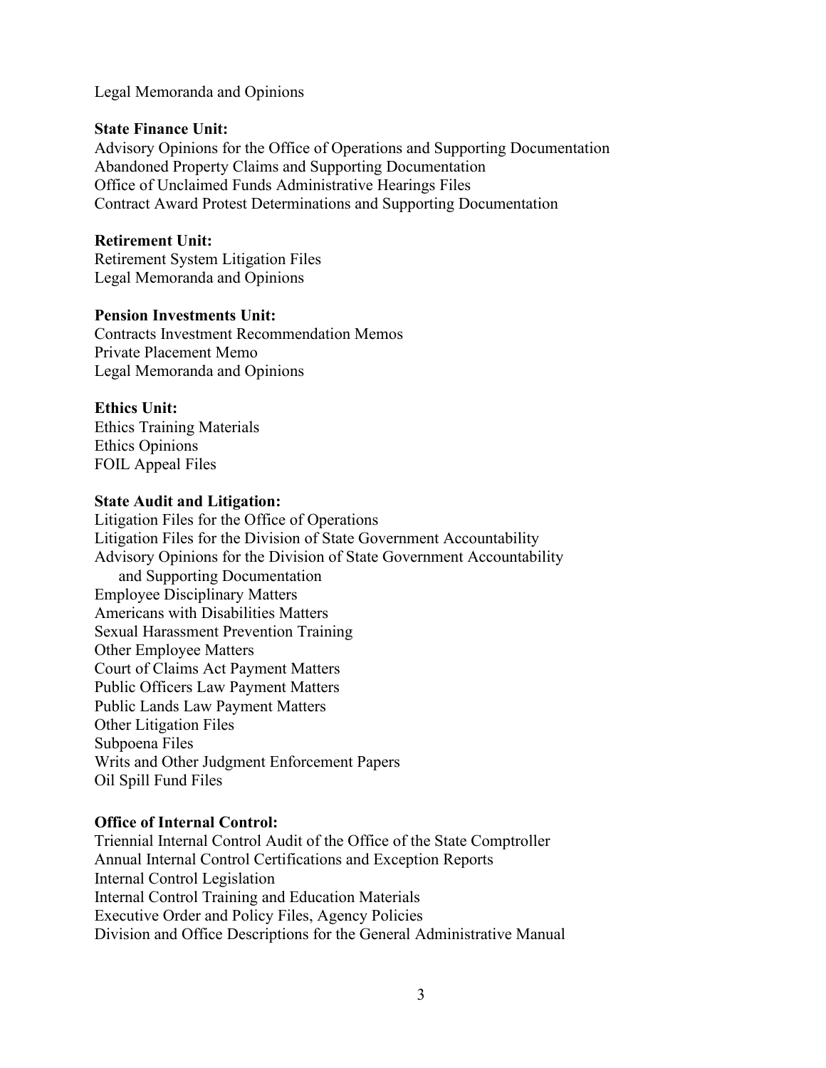Legal Memoranda and Opinions

**State Finance Unit:**
Advisory Opinions for the Office of Operations and Supporting Documentation
Abandoned Property Claims and Supporting Documentation
Office of Unclaimed Funds Administrative Hearings Files
Contract Award Protest Determinations and Supporting Documentation

**Retirement Unit:**
Retirement System Litigation Files
Legal Memoranda and Opinions

**Pension Investments Unit:**
Contracts Investment Recommendation Memos
Private Placement Memo
Legal Memoranda and Opinions

**Ethics Unit:**
Ethics Training Materials
Ethics Opinions
FOIL Appeal Files

**State Audit and Litigation:**
Litigation Files for the Office of Operations
Litigation Files for the Division of State Government Accountability
Advisory Opinions for the Division of State Government Accountability and Supporting Documentation
Employee Disciplinary Matters
Americans with Disabilities Matters
Sexual Harassment Prevention Training
Other Employee Matters
Court of Claims Act Payment Matters
Public Officers Law Payment Matters
Public Lands Law Payment Matters
Other Litigation Files
Subpoena Files
Writs and Other Judgment Enforcement Papers
Oil Spill Fund Files

**Office of Internal Control:**
Triennial Internal Control Audit of the Office of the State Comptroller
Annual Internal Control Certifications and Exception Reports
Internal Control Legislation
Internal Control Training and Education Materials
Executive Order and Policy Files, Agency Policies
Division and Office Descriptions for the General Administrative Manual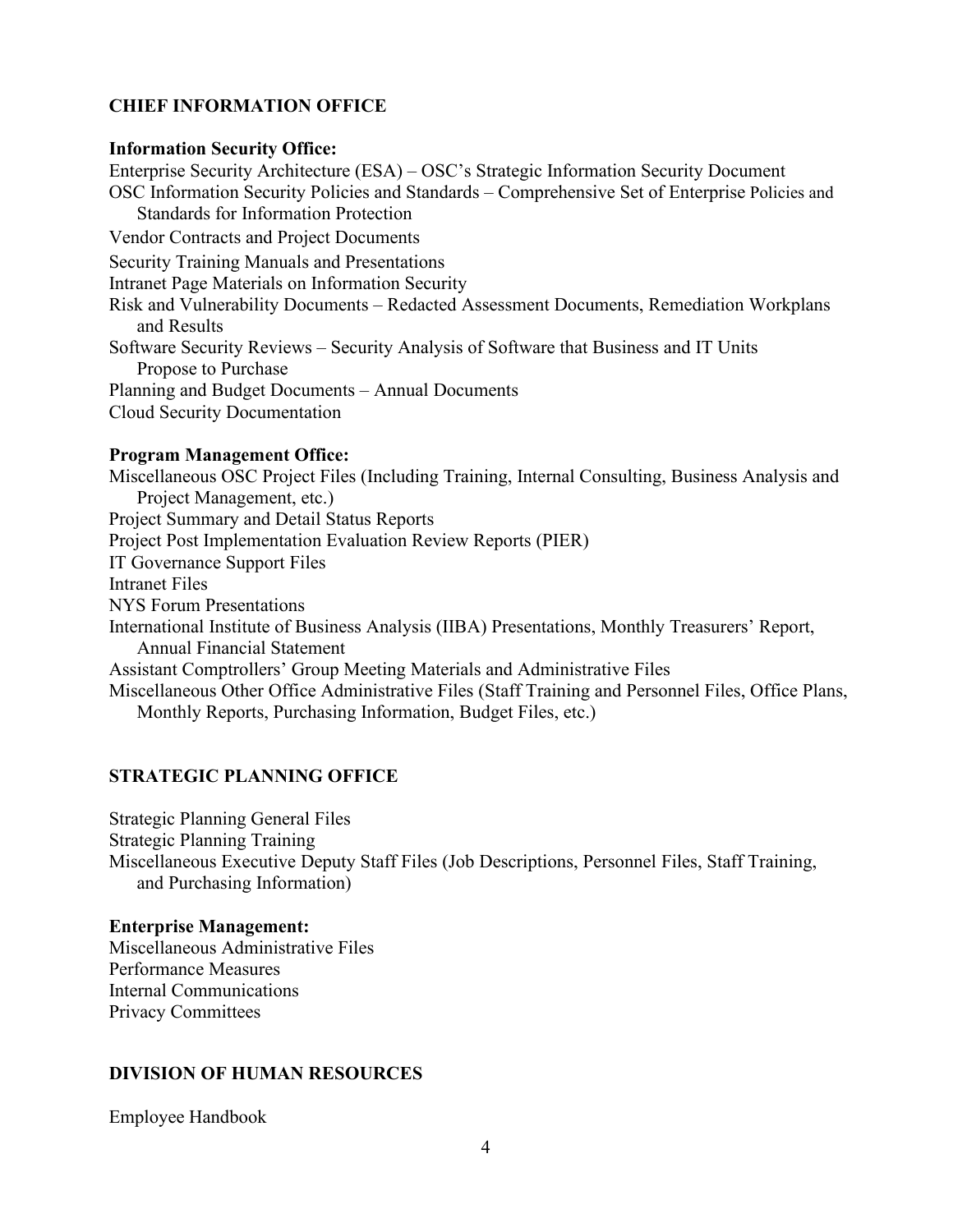## CHIEF INFORMATION OFFICE

### Information Security Office:

Enterprise Security Architecture (ESA) – OSC's Strategic Information Security Document
OSC Information Security Policies and Standards – Comprehensive Set of Enterprise Policies and Standards for Information Protection
Vendor Contracts and Project Documents
Security Training Manuals and Presentations
Intranet Page Materials on Information Security
Risk and Vulnerability Documents – Redacted Assessment Documents, Remediation Workplans and Results
Software Security Reviews – Security Analysis of Software that Business and IT Units Propose to Purchase
Planning and Budget Documents – Annual Documents
Cloud Security Documentation

### Program Management Office:

Miscellaneous OSC Project Files (Including Training, Internal Consulting, Business Analysis and Project Management, etc.)
Project Summary and Detail Status Reports
Project Post Implementation Evaluation Review Reports (PIER)
IT Governance Support Files
Intranet Files
NYS Forum Presentations
International Institute of Business Analysis (IIBA) Presentations, Monthly Treasurers' Report, Annual Financial Statement
Assistant Comptrollers' Group Meeting Materials and Administrative Files
Miscellaneous Other Office Administrative Files (Staff Training and Personnel Files, Office Plans, Monthly Reports, Purchasing Information, Budget Files, etc.)

## STRATEGIC PLANNING OFFICE

Strategic Planning General Files
Strategic Planning Training
Miscellaneous Executive Deputy Staff Files (Job Descriptions, Personnel Files, Staff Training, and Purchasing Information)

### Enterprise Management:

Miscellaneous Administrative Files
Performance Measures
Internal Communications
Privacy Committees

## DIVISION OF HUMAN RESOURCES

Employee Handbook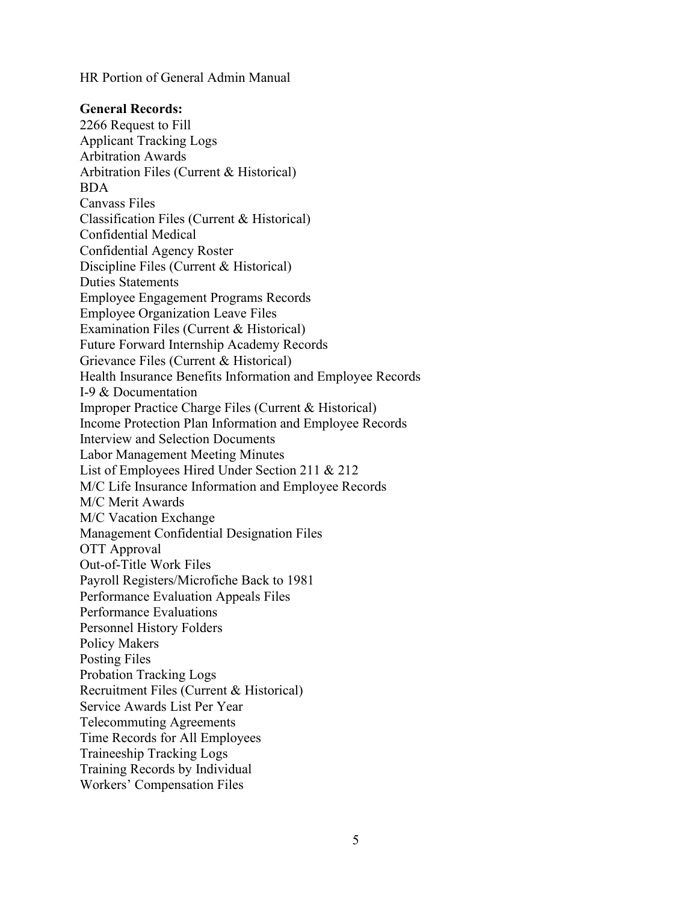HR Portion of General Admin Manual

**General Records:**

2266 Request to Fill
Applicant Tracking Logs
Arbitration Awards
Arbitration Files (Current & Historical)
BDA
Canvass Files
Classification Files (Current & Historical)
Confidential Medical
Confidential Agency Roster
Discipline Files (Current & Historical)
Duties Statements
Employee Engagement Programs Records
Employee Organization Leave Files
Examination Files (Current & Historical)
Future Forward Internship Academy Records
Grievance Files (Current & Historical)
Health Insurance Benefits Information and Employee Records
I-9 & Documentation
Improper Practice Charge Files (Current & Historical)
Income Protection Plan Information and Employee Records
Interview and Selection Documents
Labor Management Meeting Minutes
List of Employees Hired Under Section 211 & 212
M/C Life Insurance Information and Employee Records
M/C Merit Awards
M/C Vacation Exchange
Management Confidential Designation Files
OTT Approval
Out-of-Title Work Files
Payroll Registers/Microfiche Back to 1981
Performance Evaluation Appeals Files
Performance Evaluations
Personnel History Folders
Policy Makers
Posting Files
Probation Tracking Logs
Recruitment Files (Current & Historical)
Service Awards List Per Year
Telecommuting Agreements
Time Records for All Employees
Traineeship Tracking Logs
Training Records by Individual
Workers' Compensation Files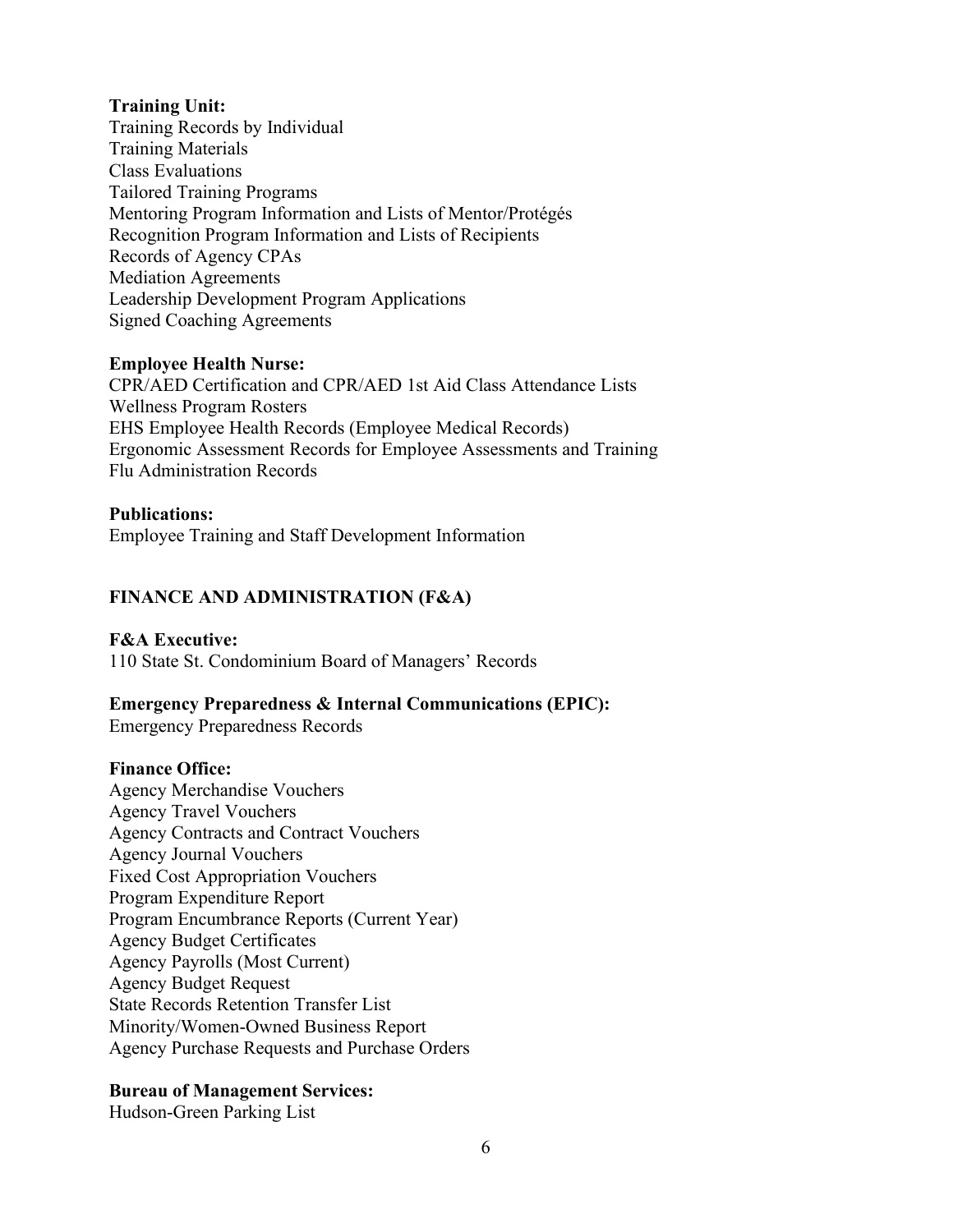**Training Unit:**
Training Records by Individual
Training Materials
Class Evaluations
Tailored Training Programs
Mentoring Program Information and Lists of Mentor/Protégés
Recognition Program Information and Lists of Recipients
Records of Agency CPAs
Mediation Agreements
Leadership Development Program Applications
Signed Coaching Agreements

**Employee Health Nurse:**
CPR/AED Certification and CPR/AED 1st Aid Class Attendance Lists
Wellness Program Rosters
EHS Employee Health Records (Employee Medical Records)
Ergonomic Assessment Records for Employee Assessments and Training
Flu Administration Records

**Publications:**
Employee Training and Staff Development Information

## FINANCE AND ADMINISTRATION (F&A)

**F&A Executive:**
110 State St. Condominium Board of Managers' Records

**Emergency Preparedness & Internal Communications (EPIC):**
Emergency Preparedness Records

**Finance Office:**
Agency Merchandise Vouchers
Agency Travel Vouchers
Agency Contracts and Contract Vouchers
Agency Journal Vouchers
Fixed Cost Appropriation Vouchers
Program Expenditure Report
Program Encumbrance Reports (Current Year)
Agency Budget Certificates
Agency Payrolls (Most Current)
Agency Budget Request
State Records Retention Transfer List
Minority/Women-Owned Business Report
Agency Purchase Requests and Purchase Orders

**Bureau of Management Services:**
Hudson-Green Parking List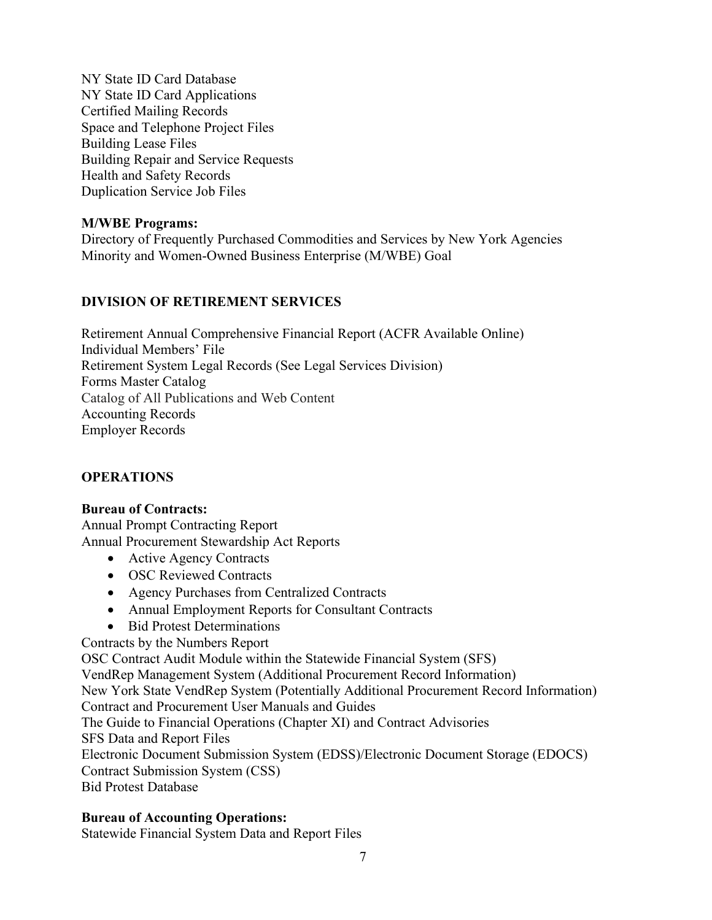NY State ID Card Database
NY State ID Card Applications
Certified Mailing Records
Space and Telephone Project Files
Building Lease Files
Building Repair and Service Requests
Health and Safety Records
Duplication Service Job Files

**M/WBE Programs:**
Directory of Frequently Purchased Commodities and Services by New York Agencies
Minority and Women-Owned Business Enterprise (M/WBE) Goal

## DIVISION OF RETIREMENT SERVICES

Retirement Annual Comprehensive Financial Report (ACFR Available Online)
Individual Members' File
Retirement System Legal Records (See Legal Services Division)
Forms Master Catalog
Catalog of All Publications and Web Content
Accounting Records
Employer Records

## OPERATIONS

**Bureau of Contracts:**
Annual Prompt Contracting Report
Annual Procurement Stewardship Act Reports

- Active Agency Contracts
- OSC Reviewed Contracts
- Agency Purchases from Centralized Contracts
- Annual Employment Reports for Consultant Contracts
- Bid Protest Determinations

Contracts by the Numbers Report
OSC Contract Audit Module within the Statewide Financial System (SFS)
VendRep Management System (Additional Procurement Record Information)
New York State VendRep System (Potentially Additional Procurement Record Information)
Contract and Procurement User Manuals and Guides
The Guide to Financial Operations (Chapter XI) and Contract Advisories
SFS Data and Report Files
Electronic Document Submission System (EDSS)/Electronic Document Storage (EDOCS)
Contract Submission System (CSS)
Bid Protest Database

**Bureau of Accounting Operations:**
Statewide Financial System Data and Report Files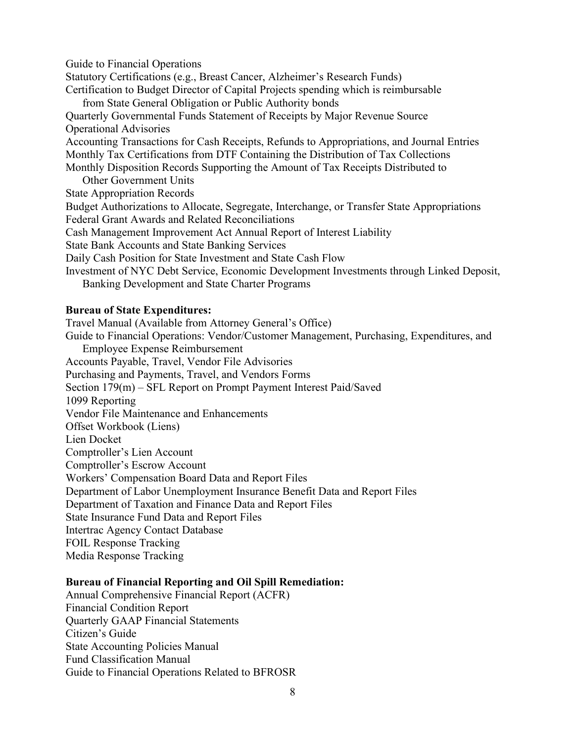Guide to Financial Operations
Statutory Certifications (e.g., Breast Cancer, Alzheimer's Research Funds)
Certification to Budget Director of Capital Projects spending which is reimbursable from State General Obligation or Public Authority bonds
Quarterly Governmental Funds Statement of Receipts by Major Revenue Source
Operational Advisories
Accounting Transactions for Cash Receipts, Refunds to Appropriations, and Journal Entries
Monthly Tax Certifications from DTF Containing the Distribution of Tax Collections
Monthly Disposition Records Supporting the Amount of Tax Receipts Distributed to Other Government Units
State Appropriation Records
Budget Authorizations to Allocate, Segregate, Interchange, or Transfer State Appropriations
Federal Grant Awards and Related Reconciliations
Cash Management Improvement Act Annual Report of Interest Liability
State Bank Accounts and State Banking Services
Daily Cash Position for State Investment and State Cash Flow
Investment of NYC Debt Service, Economic Development Investments through Linked Deposit, Banking Development and State Charter Programs

**Bureau of State Expenditures:**

Travel Manual (Available from Attorney General's Office)
Guide to Financial Operations: Vendor/Customer Management, Purchasing, Expenditures, and Employee Expense Reimbursement
Accounts Payable, Travel, Vendor File Advisories
Purchasing and Payments, Travel, and Vendors Forms
Section 179(m) – SFL Report on Prompt Payment Interest Paid/Saved
1099 Reporting
Vendor File Maintenance and Enhancements
Offset Workbook (Liens)
Lien Docket
Comptroller's Lien Account
Comptroller's Escrow Account
Workers' Compensation Board Data and Report Files
Department of Labor Unemployment Insurance Benefit Data and Report Files
Department of Taxation and Finance Data and Report Files
State Insurance Fund Data and Report Files
Intertrac Agency Contact Database
FOIL Response Tracking
Media Response Tracking

**Bureau of Financial Reporting and Oil Spill Remediation:**

Annual Comprehensive Financial Report (ACFR)
Financial Condition Report
Quarterly GAAP Financial Statements
Citizen's Guide
State Accounting Policies Manual
Fund Classification Manual
Guide to Financial Operations Related to BFROSR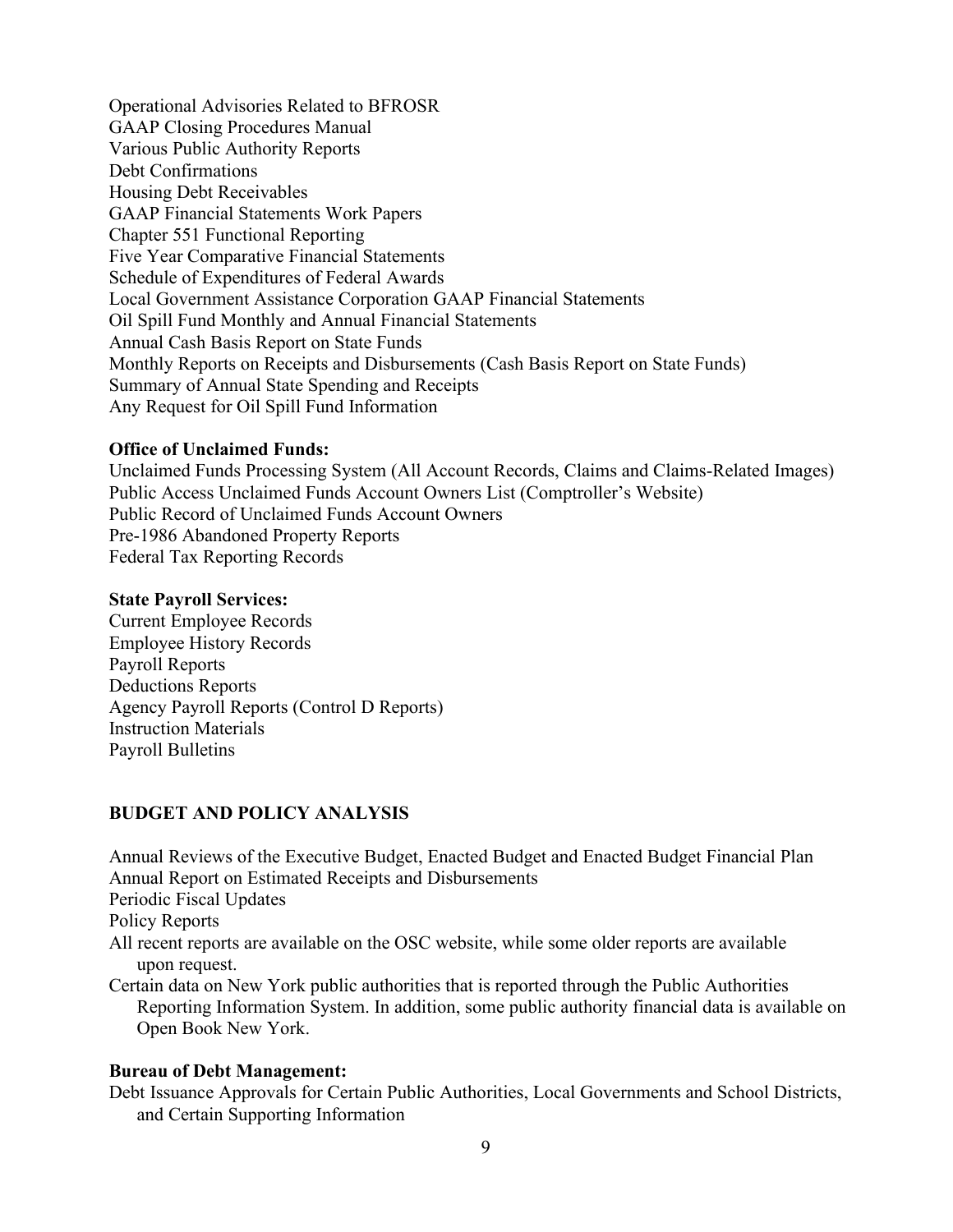Operational Advisories Related to BFROSR
GAAP Closing Procedures Manual
Various Public Authority Reports
Debt Confirmations
Housing Debt Receivables
GAAP Financial Statements Work Papers
Chapter 551 Functional Reporting
Five Year Comparative Financial Statements
Schedule of Expenditures of Federal Awards
Local Government Assistance Corporation GAAP Financial Statements
Oil Spill Fund Monthly and Annual Financial Statements
Annual Cash Basis Report on State Funds
Monthly Reports on Receipts and Disbursements (Cash Basis Report on State Funds)
Summary of Annual State Spending and Receipts
Any Request for Oil Spill Fund Information

**Office of Unclaimed Funds:**

Unclaimed Funds Processing System (All Account Records, Claims and Claims-Related Images)
Public Access Unclaimed Funds Account Owners List (Comptroller's Website)
Public Record of Unclaimed Funds Account Owners
Pre-1986 Abandoned Property Reports
Federal Tax Reporting Records

**State Payroll Services:**

Current Employee Records
Employee History Records
Payroll Reports
Deductions Reports
Agency Payroll Reports (Control D Reports)
Instruction Materials
Payroll Bulletins

## BUDGET AND POLICY ANALYSIS

Annual Reviews of the Executive Budget, Enacted Budget and Enacted Budget Financial Plan
Annual Report on Estimated Receipts and Disbursements
Periodic Fiscal Updates
Policy Reports
All recent reports are available on the OSC website, while some older reports are available upon request.
Certain data on New York public authorities that is reported through the Public Authorities Reporting Information System. In addition, some public authority financial data is available on Open Book New York.

**Bureau of Debt Management:**

Debt Issuance Approvals for Certain Public Authorities, Local Governments and School Districts, and Certain Supporting Information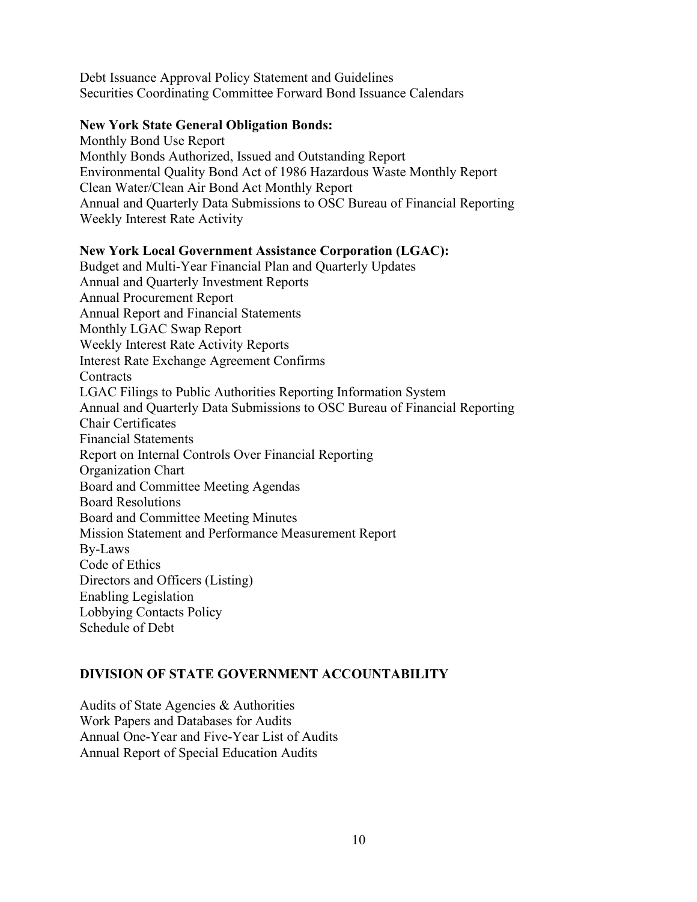Debt Issuance Approval Policy Statement and Guidelines
Securities Coordinating Committee Forward Bond Issuance Calendars

**New York State General Obligation Bonds:**

Monthly Bond Use Report
Monthly Bonds Authorized, Issued and Outstanding Report
Environmental Quality Bond Act of 1986 Hazardous Waste Monthly Report
Clean Water/Clean Air Bond Act Monthly Report
Annual and Quarterly Data Submissions to OSC Bureau of Financial Reporting
Weekly Interest Rate Activity

**New York Local Government Assistance Corporation (LGAC):**

Budget and Multi-Year Financial Plan and Quarterly Updates
Annual and Quarterly Investment Reports
Annual Procurement Report
Annual Report and Financial Statements
Monthly LGAC Swap Report
Weekly Interest Rate Activity Reports
Interest Rate Exchange Agreement Confirms
Contracts
LGAC Filings to Public Authorities Reporting Information System
Annual and Quarterly Data Submissions to OSC Bureau of Financial Reporting
Chair Certificates
Financial Statements
Report on Internal Controls Over Financial Reporting
Organization Chart
Board and Committee Meeting Agendas
Board Resolutions
Board and Committee Meeting Minutes
Mission Statement and Performance Measurement Report
By-Laws
Code of Ethics
Directors and Officers (Listing)
Enabling Legislation
Lobbying Contacts Policy
Schedule of Debt

## DIVISION OF STATE GOVERNMENT ACCOUNTABILITY

Audits of State Agencies & Authorities
Work Papers and Databases for Audits
Annual One-Year and Five-Year List of Audits
Annual Report of Special Education Audits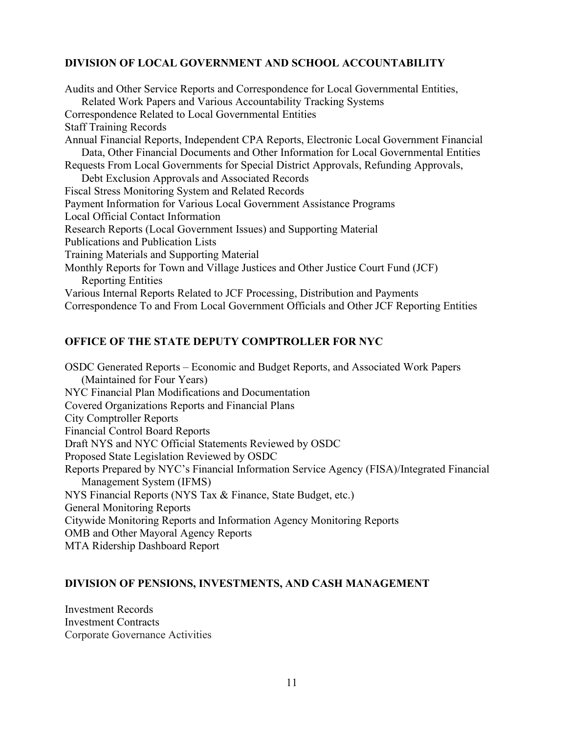## DIVISION OF LOCAL GOVERNMENT AND SCHOOL ACCOUNTABILITY

Audits and Other Service Reports and Correspondence for Local Governmental Entities, Related Work Papers and Various Accountability Tracking Systems
Correspondence Related to Local Governmental Entities
Staff Training Records
Annual Financial Reports, Independent CPA Reports, Electronic Local Government Financial Data, Other Financial Documents and Other Information for Local Governmental Entities
Requests From Local Governments for Special District Approvals, Refunding Approvals, Debt Exclusion Approvals and Associated Records
Fiscal Stress Monitoring System and Related Records
Payment Information for Various Local Government Assistance Programs
Local Official Contact Information
Research Reports (Local Government Issues) and Supporting Material
Publications and Publication Lists
Training Materials and Supporting Material
Monthly Reports for Town and Village Justices and Other Justice Court Fund (JCF) Reporting Entities
Various Internal Reports Related to JCF Processing, Distribution and Payments
Correspondence To and From Local Government Officials and Other JCF Reporting Entities

## OFFICE OF THE STATE DEPUTY COMPTROLLER FOR NYC

OSDC Generated Reports – Economic and Budget Reports, and Associated Work Papers (Maintained for Four Years)
NYC Financial Plan Modifications and Documentation
Covered Organizations Reports and Financial Plans
City Comptroller Reports
Financial Control Board Reports
Draft NYS and NYC Official Statements Reviewed by OSDC
Proposed State Legislation Reviewed by OSDC
Reports Prepared by NYC's Financial Information Service Agency (FISA)/Integrated Financial Management System (IFMS)
NYS Financial Reports (NYS Tax & Finance, State Budget, etc.)
General Monitoring Reports
Citywide Monitoring Reports and Information Agency Monitoring Reports
OMB and Other Mayoral Agency Reports
MTA Ridership Dashboard Report

## DIVISION OF PENSIONS, INVESTMENTS, AND CASH MANAGEMENT

Investment Records
Investment Contracts
Corporate Governance Activities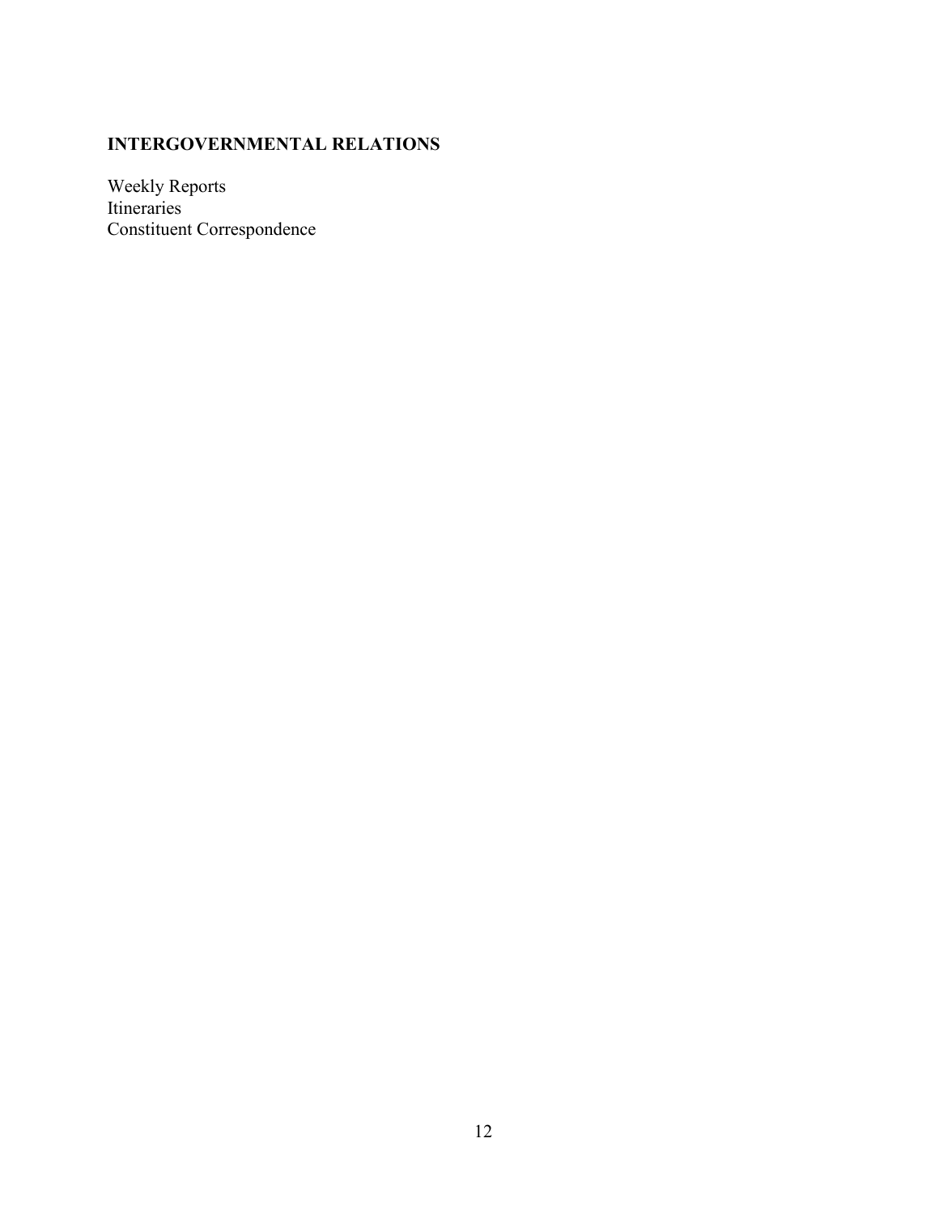**INTERGOVERNMENTAL RELATIONS**

Weekly Reports
Itineraries
Constituent Correspondence